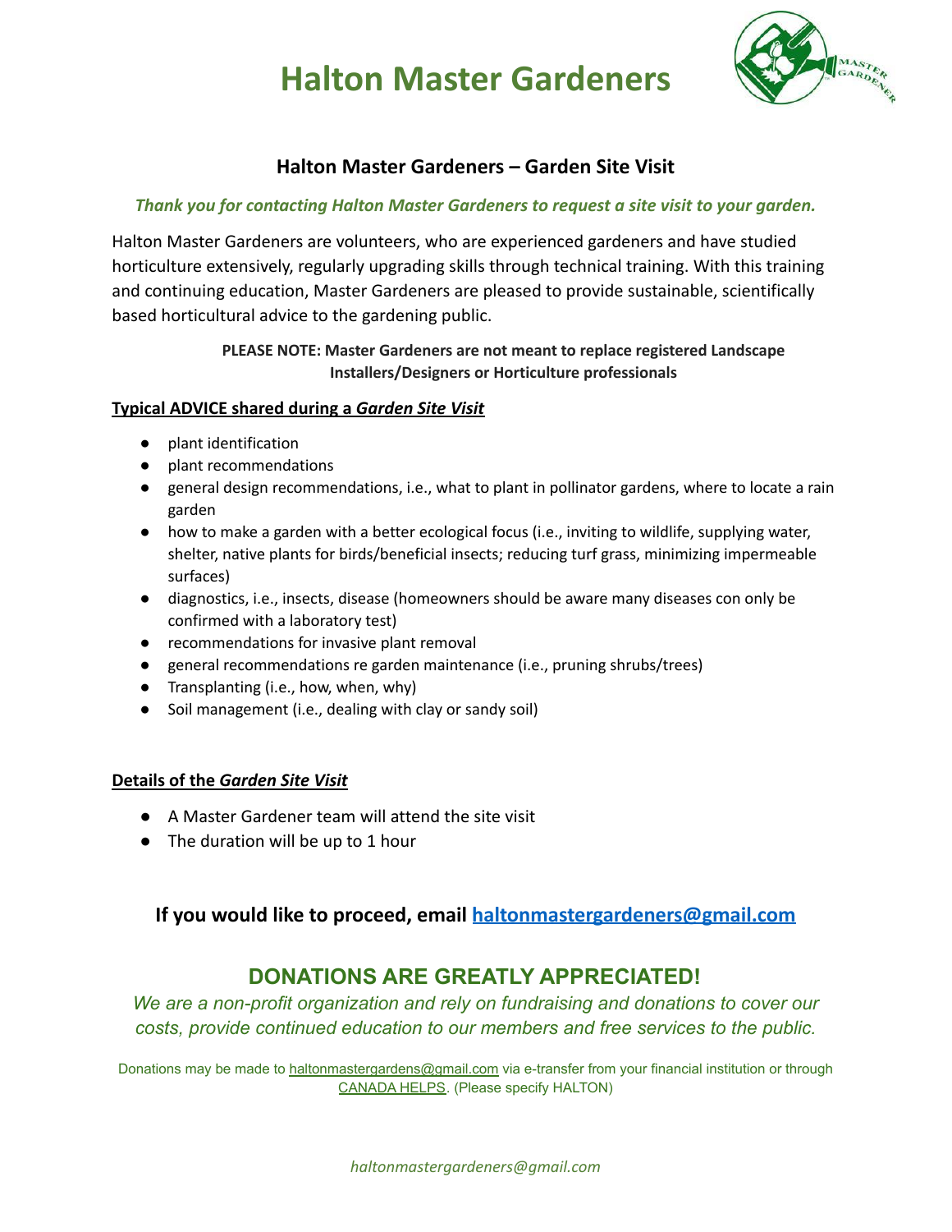# Halton Master Gardeners

## Halton Master Gardeners – Garden Site Visit

***Thank you for contacting Halton Master Gardeners to request a site visit to your garden.***

Halton Master Gardeners are volunteers, who are experienced gardeners and have studied horticulture extensively, regularly upgrading skills through technical training. With this training and continuing education, Master Gardeners are pleased to provide sustainable, scientifically based horticultural advice to the gardening public.

**PLEASE NOTE: Master Gardeners are not meant to replace registered Landscape Installers/Designers or Horticulture professionals**

### Typical ADVICE shared during a *Garden Site Visit*

- plant identification
- plant recommendations
- general design recommendations, i.e., what to plant in pollinator gardens, where to locate a rain garden
- how to make a garden with a better ecological focus (i.e., inviting to wildlife, supplying water, shelter, native plants for birds/beneficial insects; reducing turf grass, minimizing impermeable surfaces)
- diagnostics, i.e., insects, disease (homeowners should be aware many diseases con only be confirmed with a laboratory test)
- recommendations for invasive plant removal
- general recommendations re garden maintenance (i.e., pruning shrubs/trees)
- Transplanting (i.e., how, when, why)
- Soil management (i.e., dealing with clay or sandy soil)

### Details of the *Garden Site Visit*

- A Master Gardener team will attend the site visit
- The duration will be up to 1 hour

**If you would like to proceed, email haltonmastergardeners@gmail.com**

## DONATIONS ARE GREATLY APPRECIATED!

*We are a non-profit organization and rely on fundraising and donations to cover our costs, provide continued education to our members and free services to the public.*

Donations may be made to haltonmastergardens@gmail.com via e-transfer from your financial institution or through CANADA HELPS. (Please specify HALTON)

*haltonmastergardeners@gmail.com*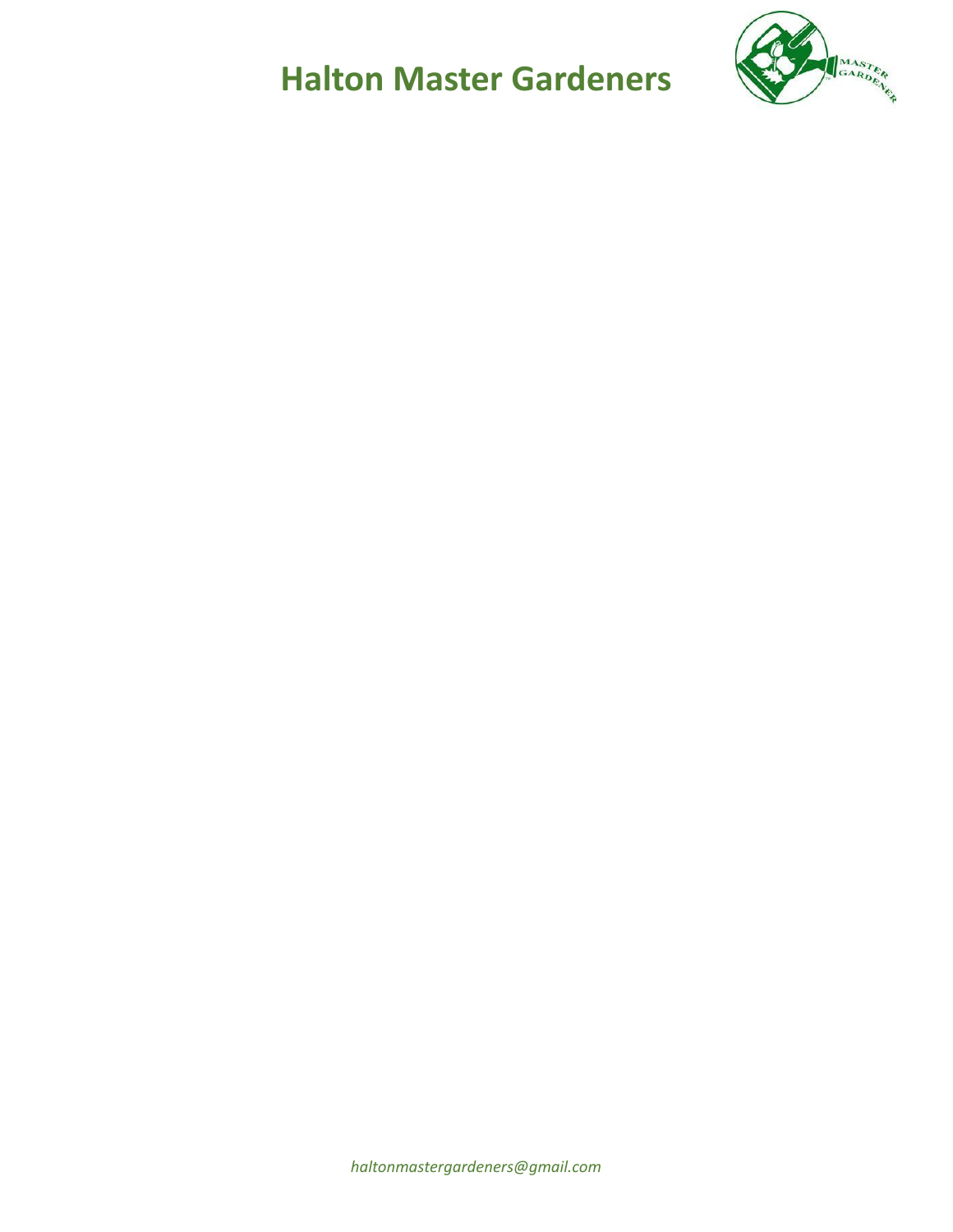# Halton Master Gardeners

*haltonmastergardeners@gmail.com*